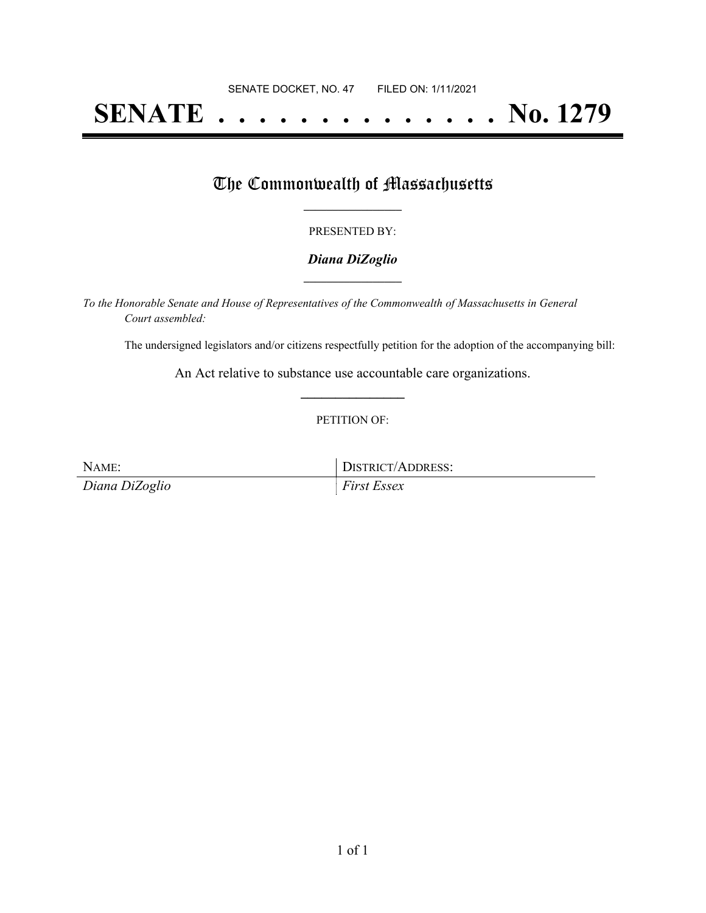SENATE DOCKET, NO. 47 FILED ON: 1/11/2021

# SENATE . . . . . . . . . . . . . . No. 1279

## The Commonwealth of Massachusetts

PRESENTED BY:

***Diana DiZoglio***

*To the Honorable Senate and House of Representatives of the Commonwealth of Massachusetts in General Court assembled:*

The undersigned legislators and/or citizens respectfully petition for the adoption of the accompanying bill:

An Act relative to substance use accountable care organizations.

PETITION OF:

| NAME: | DISTRICT/ADDRESS: |
| --- | --- |
| *Diana DiZoglio* | *First Essex* |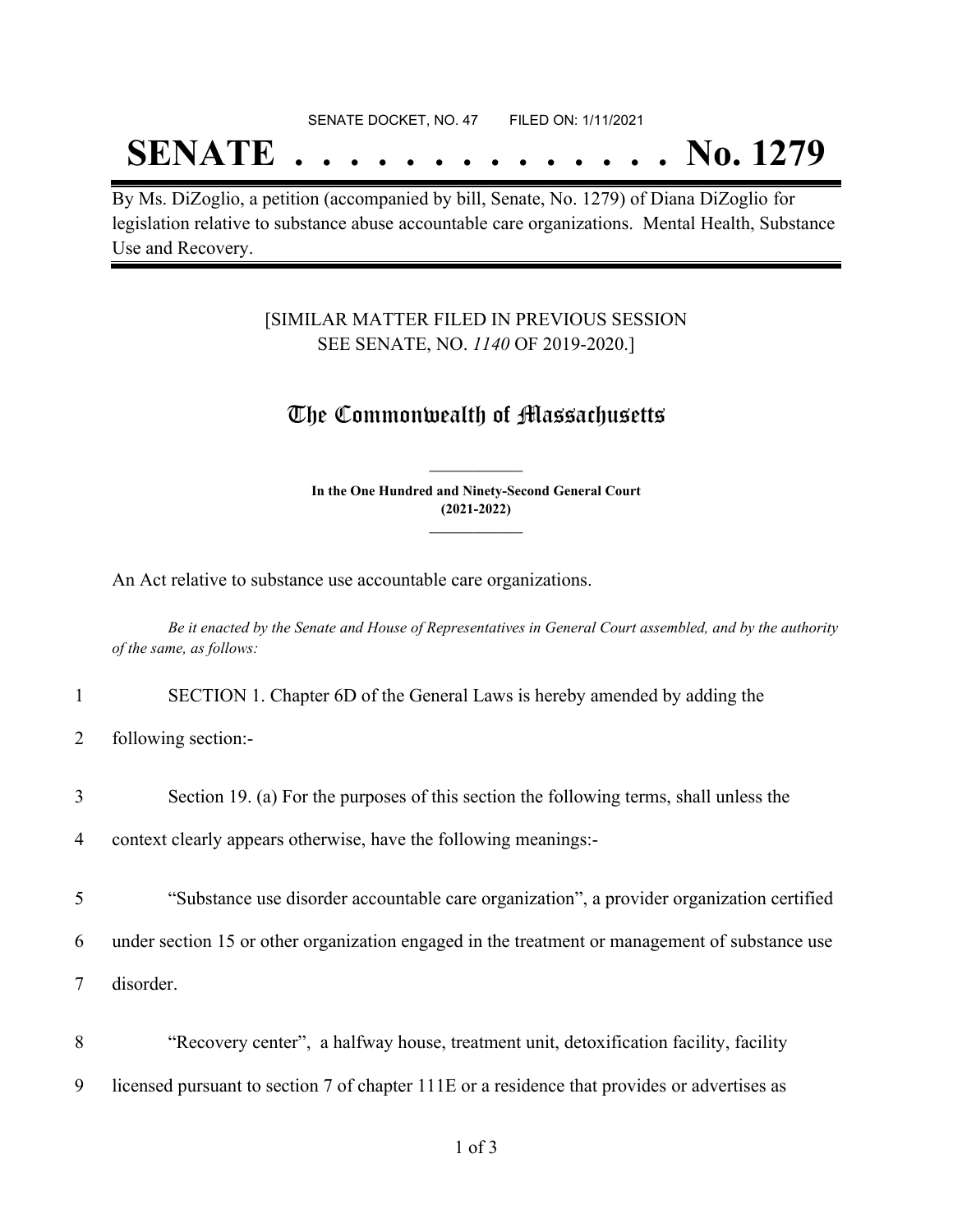SENATE DOCKET, NO. 47 FILED ON: 1/11/2021

# SENATE . . . . . . . . . . . . . . No. 1279

By Ms. DiZoglio, a petition (accompanied by bill, Senate, No. 1279) of Diana DiZoglio for legislation relative to substance abuse accountable care organizations. Mental Health, Substance Use and Recovery.

[SIMILAR MATTER FILED IN PREVIOUS SESSION SEE SENATE, NO. *1140* OF 2019-2020.]

## The Commonwealth of Massachusetts

**In the One Hundred and Ninety-Second General Court (2021-2022)**

An Act relative to substance use accountable care organizations.

*Be it enacted by the Senate and House of Representatives in General Court assembled, and by the authority of the same, as follows:*

1 SECTION 1. Chapter 6D of the General Laws is hereby amended by adding the

2 following section:-

3 Section 19. (a) For the purposes of this section the following terms, shall unless the

4 context clearly appears otherwise, have the following meanings:-

5 "Substance use disorder accountable care organization", a provider organization certified

6 under section 15 or other organization engaged in the treatment or management of substance use

7 disorder.

8 "Recovery center", a halfway house, treatment unit, detoxification facility, facility

9 licensed pursuant to section 7 of chapter 111E or a residence that provides or advertises as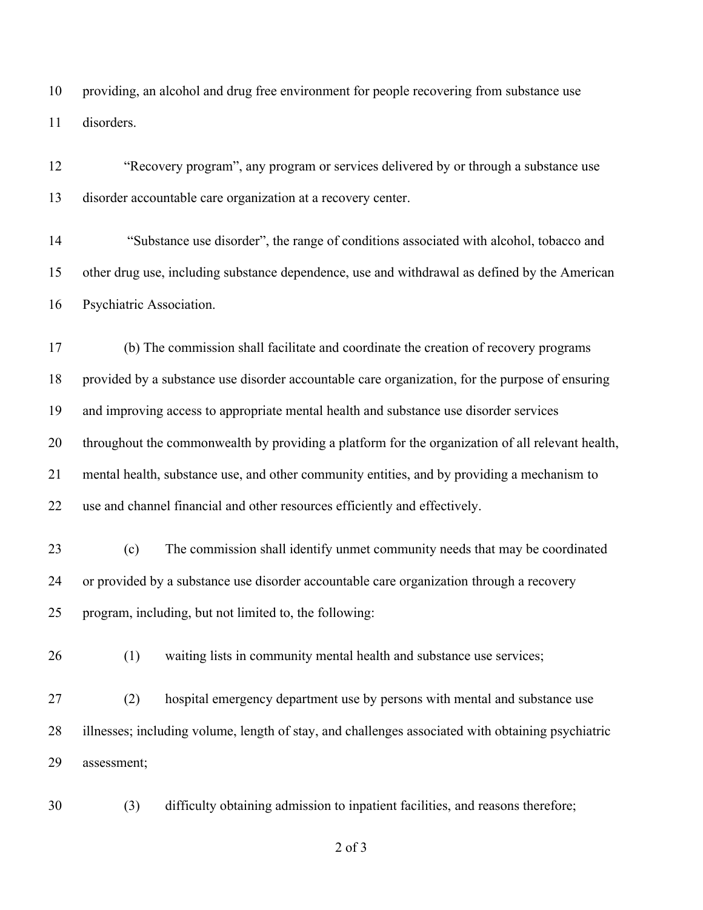providing, an alcohol and drug free environment for people recovering from substance use disorders.

"Recovery program", any program or services delivered by or through a substance use disorder accountable care organization at a recovery center.

"Substance use disorder", the range of conditions associated with alcohol, tobacco and other drug use, including substance dependence, use and withdrawal as defined by the American Psychiatric Association.

(b) The commission shall facilitate and coordinate the creation of recovery programs provided by a substance use disorder accountable care organization, for the purpose of ensuring and improving access to appropriate mental health and substance use disorder services throughout the commonwealth by providing a platform for the organization of all relevant health, mental health, substance use, and other community entities, and by providing a mechanism to use and channel financial and other resources efficiently and effectively.

(c) The commission shall identify unmet community needs that may be coordinated or provided by a substance use disorder accountable care organization through a recovery program, including, but not limited to, the following:

(1) waiting lists in community mental health and substance use services;

(2) hospital emergency department use by persons with mental and substance use illnesses; including volume, length of stay, and challenges associated with obtaining psychiatric assessment;

(3) difficulty obtaining admission to inpatient facilities, and reasons therefore;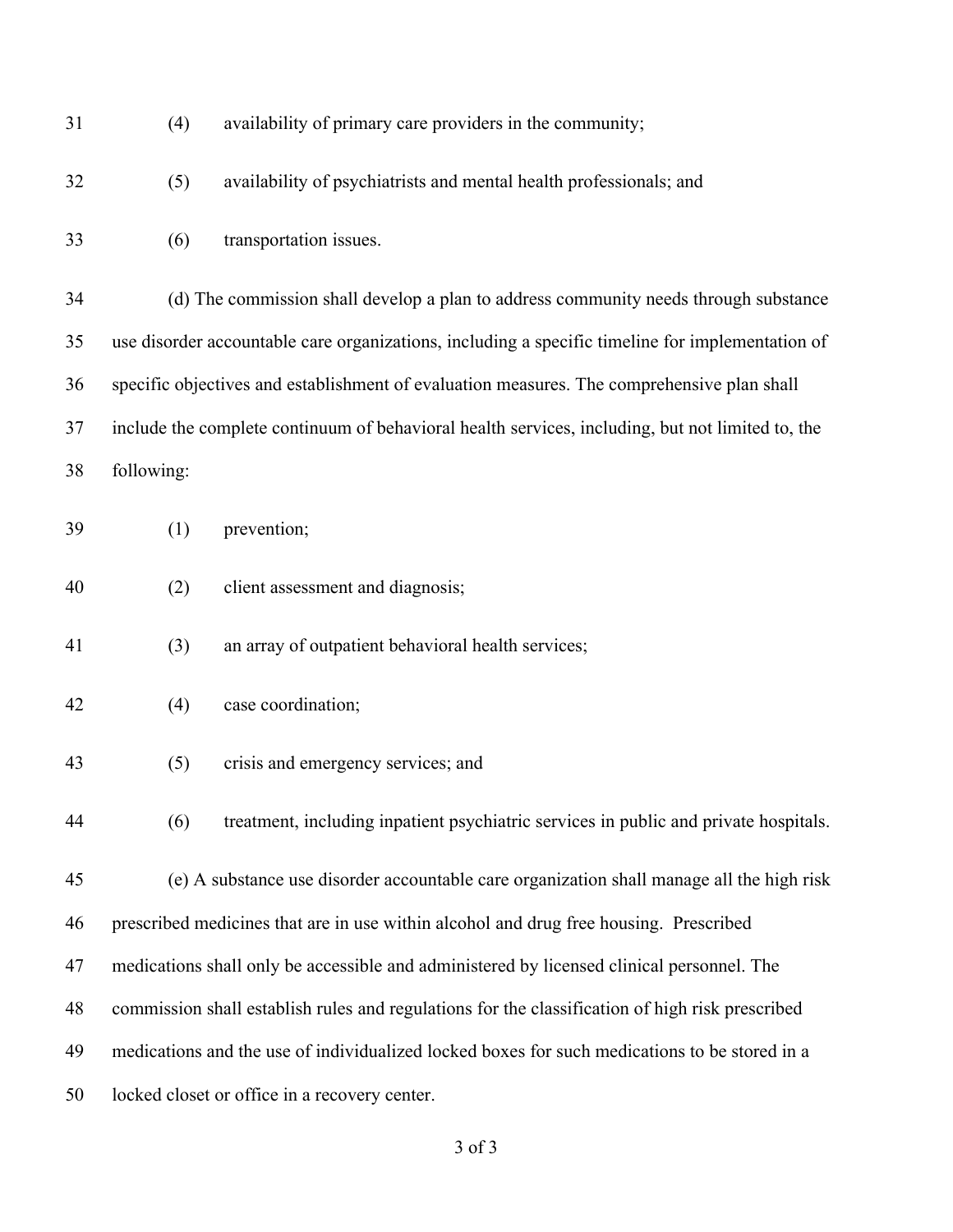(4) availability of primary care providers in the community;

(5) availability of psychiatrists and mental health professionals; and

(6) transportation issues.

(d) The commission shall develop a plan to address community needs through substance use disorder accountable care organizations, including a specific timeline for implementation of specific objectives and establishment of evaluation measures. The comprehensive plan shall include the complete continuum of behavioral health services, including, but not limited to, the following:

(1) prevention;

(2) client assessment and diagnosis;

(3) an array of outpatient behavioral health services;

(4) case coordination;

(5) crisis and emergency services; and

(6) treatment, including inpatient psychiatric services in public and private hospitals.

(e) A substance use disorder accountable care organization shall manage all the high risk prescribed medicines that are in use within alcohol and drug free housing. Prescribed medications shall only be accessible and administered by licensed clinical personnel. The commission shall establish rules and regulations for the classification of high risk prescribed medications and the use of individualized locked boxes for such medications to be stored in a locked closet or office in a recovery center.